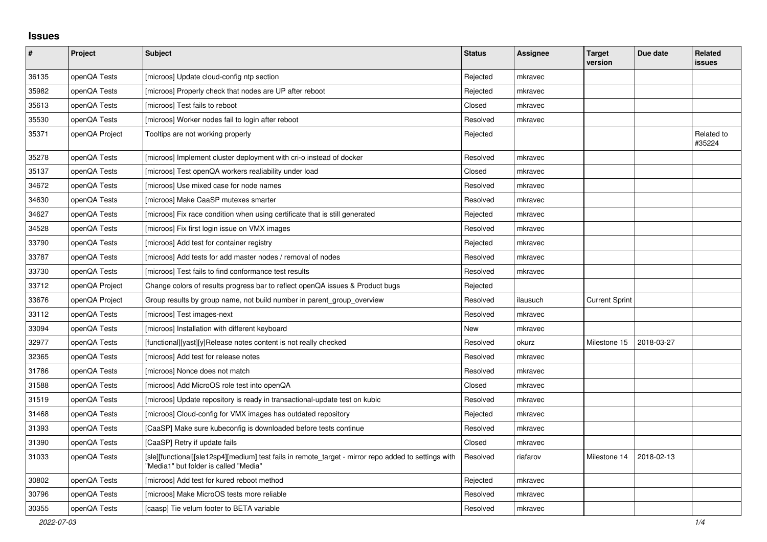## Issues

| # | Project | Subject | Status | Assignee | Target version | Due date | Related issues |
|---|---|---|---|---|---|---|---|
| 36135 | openQA Tests | [microos] Update cloud-config ntp section | Rejected | mkravec | | | |
| 35982 | openQA Tests | [microos] Properly check that nodes are UP after reboot | Rejected | mkravec | | | |
| 35613 | openQA Tests | [microos] Test fails to reboot | Closed | mkravec | | | |
| 35530 | openQA Tests | [microos] Worker nodes fail to login after reboot | Resolved | mkravec | | | |
| 35371 | openQA Project | Tooltips are not working properly | Rejected | | | | Related to #35224 |
| 35278 | openQA Tests | [microos] Implement cluster deployment with cri-o instead of docker | Resolved | mkravec | | | |
| 35137 | openQA Tests | [microos] Test openQA workers realiability under load | Closed | mkravec | | | |
| 34672 | openQA Tests | [microos] Use mixed case for node names | Resolved | mkravec | | | |
| 34630 | openQA Tests | [microos] Make CaaSP mutexes smarter | Resolved | mkravec | | | |
| 34627 | openQA Tests | [microos] Fix race condition when using certificate that is still generated | Rejected | mkravec | | | |
| 34528 | openQA Tests | [microos] Fix first login issue on VMX images | Resolved | mkravec | | | |
| 33790 | openQA Tests | [microos] Add test for container registry | Rejected | mkravec | | | |
| 33787 | openQA Tests | [microos] Add tests for add master nodes / removal of nodes | Resolved | mkravec | | | |
| 33730 | openQA Tests | [microos] Test fails to find conformance test results | Resolved | mkravec | | | |
| 33712 | openQA Project | Change colors of results progress bar to reflect openQA issues & Product bugs | Rejected | | | | |
| 33676 | openQA Project | Group results by group name, not build number in parent_group_overview | Resolved | ilausuch | Current Sprint | | |
| 33112 | openQA Tests | [microos] Test images-next | Resolved | mkravec | | | |
| 33094 | openQA Tests | [microos] Installation with different keyboard | New | mkravec | | | |
| 32977 | openQA Tests | [functional][yast][y]Release notes content is not really checked | Resolved | okurz | Milestone 15 | 2018-03-27 | |
| 32365 | openQA Tests | [microos] Add test for release notes | Resolved | mkravec | | | |
| 31786 | openQA Tests | [microos] Nonce does not match | Resolved | mkravec | | | |
| 31588 | openQA Tests | [microos] Add MicroOS role test into openQA | Closed | mkravec | | | |
| 31519 | openQA Tests | [microos] Update repository is ready in transactional-update test on kubic | Resolved | mkravec | | | |
| 31468 | openQA Tests | [microos] Cloud-config for VMX images has outdated repository | Rejected | mkravec | | | |
| 31393 | openQA Tests | [CaaSP] Make sure kubeconfig is downloaded before tests continue | Resolved | mkravec | | | |
| 31390 | openQA Tests | [CaaSP] Retry if update fails | Closed | mkravec | | | |
| 31033 | openQA Tests | [sle][functional][sle12sp4][medium] test fails in remote_target - mirror repo added to settings with "Media1" but folder is called "Media" | Resolved | riafarov | Milestone 14 | 2018-02-13 | |
| 30802 | openQA Tests | [microos] Add test for kured reboot method | Rejected | mkravec | | | |
| 30796 | openQA Tests | [microos] Make MicroOS tests more reliable | Resolved | mkravec | | | |
| 30355 | openQA Tests | [caasp] Tie velum footer to BETA variable | Resolved | mkravec | | | |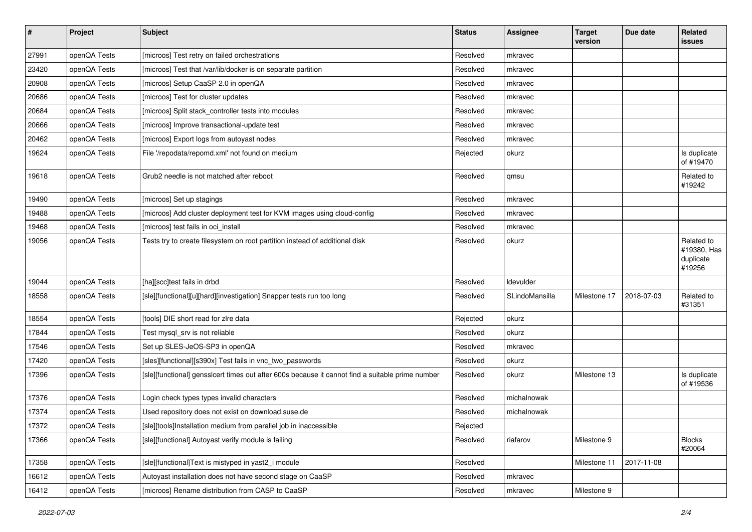| # | Project | Subject | Status | Assignee | Target version | Due date | Related issues |
|---|---|---|---|---|---|---|---|
| 27991 | openQA Tests | [microos] Test retry on failed orchestrations | Resolved | mkravec | | | |
| 23420 | openQA Tests | [microos] Test that /var/lib/docker is on separate partition | Resolved | mkravec | | | |
| 20908 | openQA Tests | [microos] Setup CaaSP 2.0 in openQA | Resolved | mkravec | | | |
| 20686 | openQA Tests | [microos] Test for cluster updates | Resolved | mkravec | | | |
| 20684 | openQA Tests | [microos] Split stack_controller tests into modules | Resolved | mkravec | | | |
| 20666 | openQA Tests | [microos] Improve transactional-update test | Resolved | mkravec | | | |
| 20462 | openQA Tests | [microos] Export logs from autoyast nodes | Resolved | mkravec | | | |
| 19624 | openQA Tests | File '/repodata/repomd.xml' not found on medium | Rejected | okurz | | | Is duplicate of #19470 |
| 19618 | openQA Tests | Grub2 needle is not matched after reboot | Resolved | qmsu | | | Related to #19242 |
| 19490 | openQA Tests | [microos] Set up stagings | Resolved | mkravec | | | |
| 19488 | openQA Tests | [microos] Add cluster deployment test for KVM images using cloud-config | Resolved | mkravec | | | |
| 19468 | openQA Tests | [microos] test fails in oci_install | Resolved | mkravec | | | |
| 19056 | openQA Tests | Tests try to create filesystem on root partition instead of additional disk | Resolved | okurz | | | Related to #19380, Has duplicate #19256 |
| 19044 | openQA Tests | [ha][scc]test fails in drbd | Resolved | ldevulder | | | |
| 18558 | openQA Tests | [sle][functional][u][hard][investigation] Snapper tests run too long | Resolved | SLindoMansilla | Milestone 17 | 2018-07-03 | Related to #31351 |
| 18554 | openQA Tests | [tools] DIE short read for zlre data | Rejected | okurz | | | |
| 17844 | openQA Tests | Test mysql_srv is not reliable | Resolved | okurz | | | |
| 17546 | openQA Tests | Set up SLES-JeOS-SP3 in openQA | Resolved | mkravec | | | |
| 17420 | openQA Tests | [sles][functional][s390x] Test fails in vnc_two_passwords | Resolved | okurz | | | |
| 17396 | openQA Tests | [sle][functional] gensslcert times out after 600s because it cannot find a suitable prime number | Resolved | okurz | Milestone 13 | | Is duplicate of #19536 |
| 17376 | openQA Tests | Login check types types invalid characters | Resolved | michalnowak | | | |
| 17374 | openQA Tests | Used repository does not exist on download.suse.de | Resolved | michalnowak | | | |
| 17372 | openQA Tests | [sle][tools]Installation medium from parallel job in inaccessible | Rejected | | | | |
| 17366 | openQA Tests | [sle][functional] Autoyast verify module is failing | Resolved | riafarov | Milestone 9 | | Blocks #20064 |
| 17358 | openQA Tests | [sle][functional]Text is mistyped in yast2_i module | Resolved | | Milestone 11 | 2017-11-08 | |
| 16612 | openQA Tests | Autoyast installation does not have second stage on CaaSP | Resolved | mkravec | | | |
| 16412 | openQA Tests | [microos] Rename distribution from CASP to CaaSP | Resolved | mkravec | Milestone 9 | | |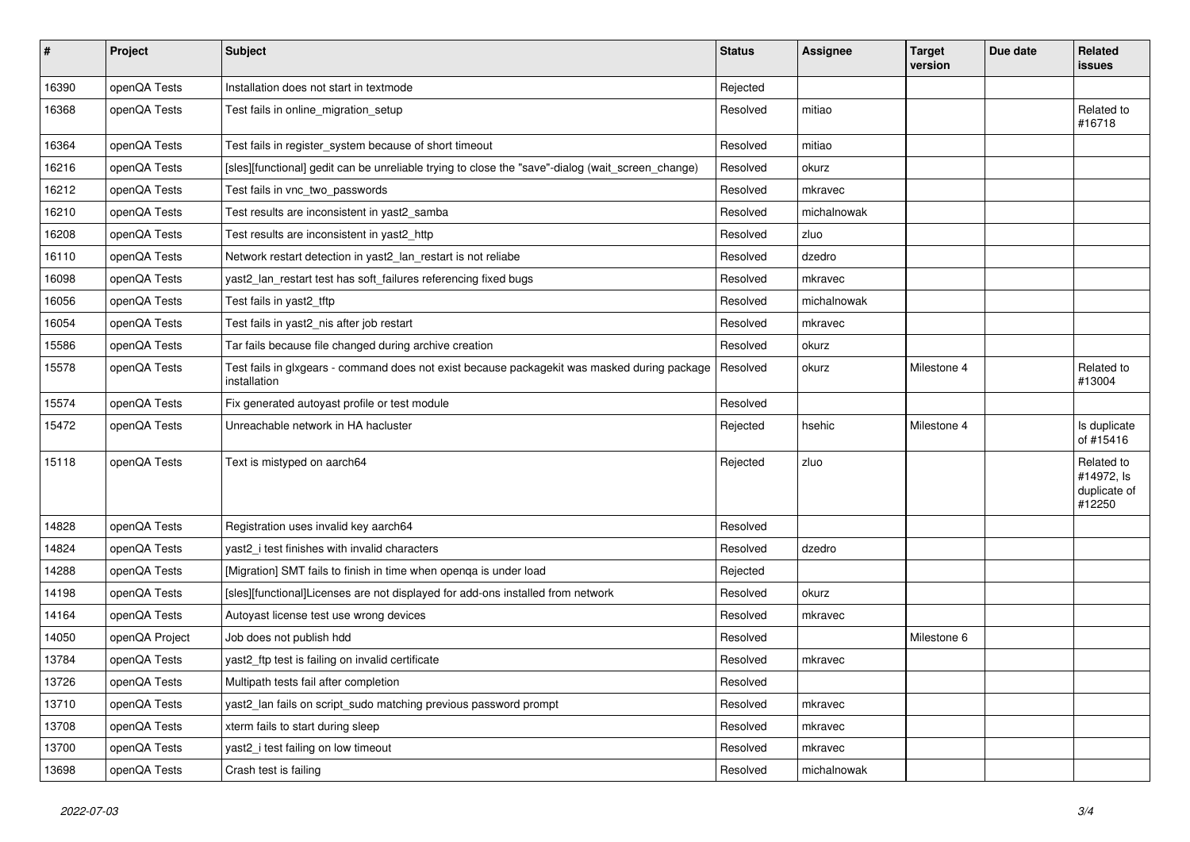| # | Project | Subject | Status | Assignee | Target version | Due date | Related issues |
|---|---|---|---|---|---|---|---|
| 16390 | openQA Tests | Installation does not start in textmode | Rejected | | | | |
| 16368 | openQA Tests | Test fails in online_migration_setup | Resolved | mitiao | | | Related to #16718 |
| 16364 | openQA Tests | Test fails in register_system because of short timeout | Resolved | mitiao | | | |
| 16216 | openQA Tests | [sles][functional] gedit can be unreliable trying to close the "save"-dialog (wait_screen_change) | Resolved | okurz | | | |
| 16212 | openQA Tests | Test fails in vnc_two_passwords | Resolved | mkravec | | | |
| 16210 | openQA Tests | Test results are inconsistent in yast2_samba | Resolved | michalnowak | | | |
| 16208 | openQA Tests | Test results are inconsistent in yast2_http | Resolved | zluo | | | |
| 16110 | openQA Tests | Network restart detection in yast2_lan_restart is not reliabe | Resolved | dzedro | | | |
| 16098 | openQA Tests | yast2_lan_restart test has soft_failures referencing fixed bugs | Resolved | mkravec | | | |
| 16056 | openQA Tests | Test fails in yast2_tftp | Resolved | michalnowak | | | |
| 16054 | openQA Tests | Test fails in yast2_nis after job restart | Resolved | mkravec | | | |
| 15586 | openQA Tests | Tar fails because file changed during archive creation | Resolved | okurz | | | |
| 15578 | openQA Tests | Test fails in glxgears - command does not exist because packagekit was masked during package installation | Resolved | okurz | Milestone 4 | | Related to #13004 |
| 15574 | openQA Tests | Fix generated autoyast profile or test module | Resolved | | | | |
| 15472 | openQA Tests | Unreachable network in HA hacluster | Rejected | hsehic | Milestone 4 | | Is duplicate of #15416 |
| 15118 | openQA Tests | Text is mistyped on aarch64 | Rejected | zluo | | | Related to #14972, Is duplicate of #12250 |
| 14828 | openQA Tests | Registration uses invalid key aarch64 | Resolved | | | | |
| 14824 | openQA Tests | yast2_i test finishes with invalid characters | Resolved | dzedro | | | |
| 14288 | openQA Tests | [Migration] SMT fails to finish in time when openqa is under load | Rejected | | | | |
| 14198 | openQA Tests | [sles][functional]Licenses are not displayed for add-ons installed from network | Resolved | okurz | | | |
| 14164 | openQA Tests | Autoyast license test use wrong devices | Resolved | mkravec | | | |
| 14050 | openQA Project | Job does not publish hdd | Resolved | | Milestone 6 | | |
| 13784 | openQA Tests | yast2_ftp test is failing on invalid certificate | Resolved | mkravec | | | |
| 13726 | openQA Tests | Multipath tests fail after completion | Resolved | | | | |
| 13710 | openQA Tests | yast2_lan fails on script_sudo matching previous password prompt | Resolved | mkravec | | | |
| 13708 | openQA Tests | xterm fails to start during sleep | Resolved | mkravec | | | |
| 13700 | openQA Tests | yast2_i test failing on low timeout | Resolved | mkravec | | | |
| 13698 | openQA Tests | Crash test is failing | Resolved | michalnowak | | | |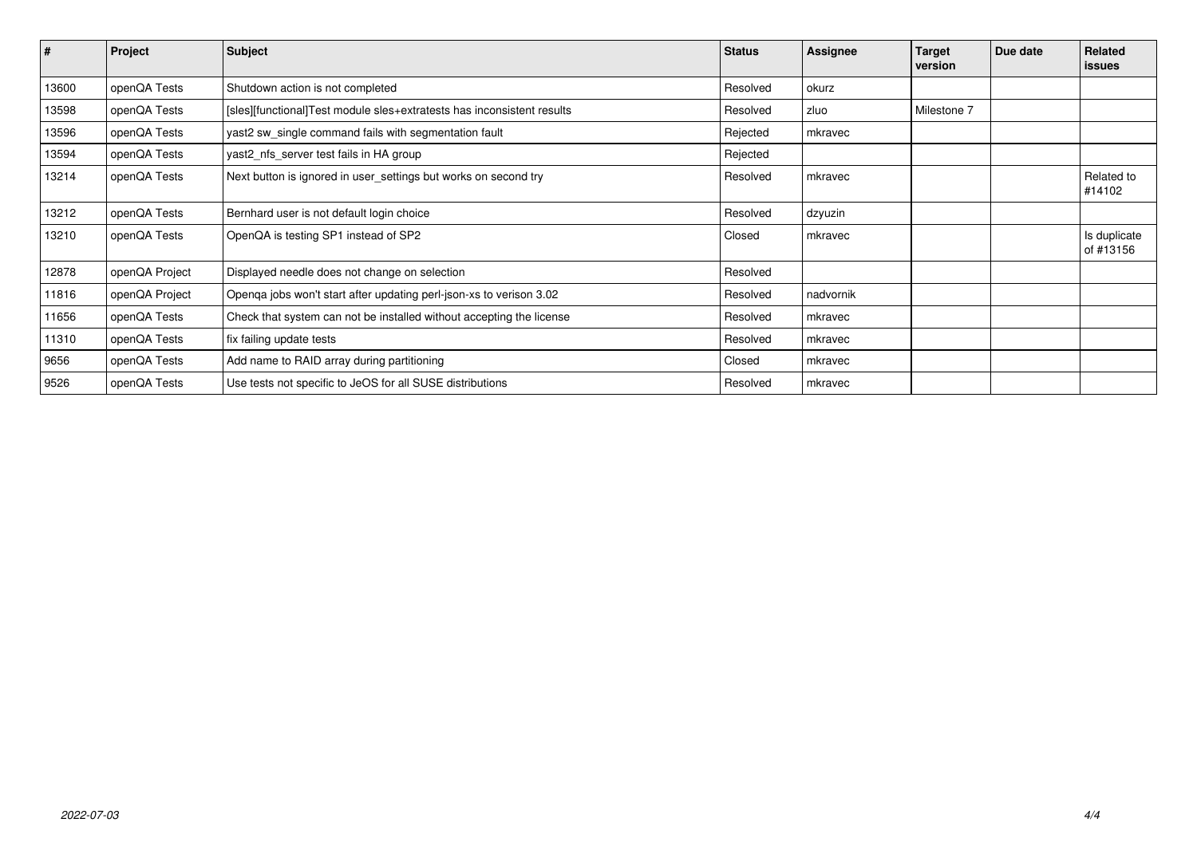| # | Project | Subject | Status | Assignee | Target version | Due date | Related issues |
|---|---|---|---|---|---|---|---|
| 13600 | openQA Tests | Shutdown action is not completed | Resolved | okurz | | | |
| 13598 | openQA Tests | [sles][functional]Test module sles+extratests has inconsistent results | Resolved | zluo | Milestone 7 | | |
| 13596 | openQA Tests | yast2 sw_single command fails with segmentation fault | Rejected | mkravec | | | |
| 13594 | openQA Tests | yast2_nfs_server test fails in HA group | Rejected | | | | |
| 13214 | openQA Tests | Next button is ignored in user_settings but works on second try | Resolved | mkravec | | | Related to #14102 |
| 13212 | openQA Tests | Bernhard user is not default login choice | Resolved | dzyuzin | | | |
| 13210 | openQA Tests | OpenQA is testing SP1 instead of SP2 | Closed | mkravec | | | Is duplicate of #13156 |
| 12878 | openQA Project | Displayed needle does not change on selection | Resolved | | | | |
| 11816 | openQA Project | Openqa jobs won't start after updating perl-json-xs to verison 3.02 | Resolved | nadvornik | | | |
| 11656 | openQA Tests | Check that system can not be installed without accepting the license | Resolved | mkravec | | | |
| 11310 | openQA Tests | fix failing update tests | Resolved | mkravec | | | |
| 9656 | openQA Tests | Add name to RAID array during partitioning | Closed | mkravec | | | |
| 9526 | openQA Tests | Use tests not specific to JeOS for all SUSE distributions | Resolved | mkravec | | | |

*2022-07-03*